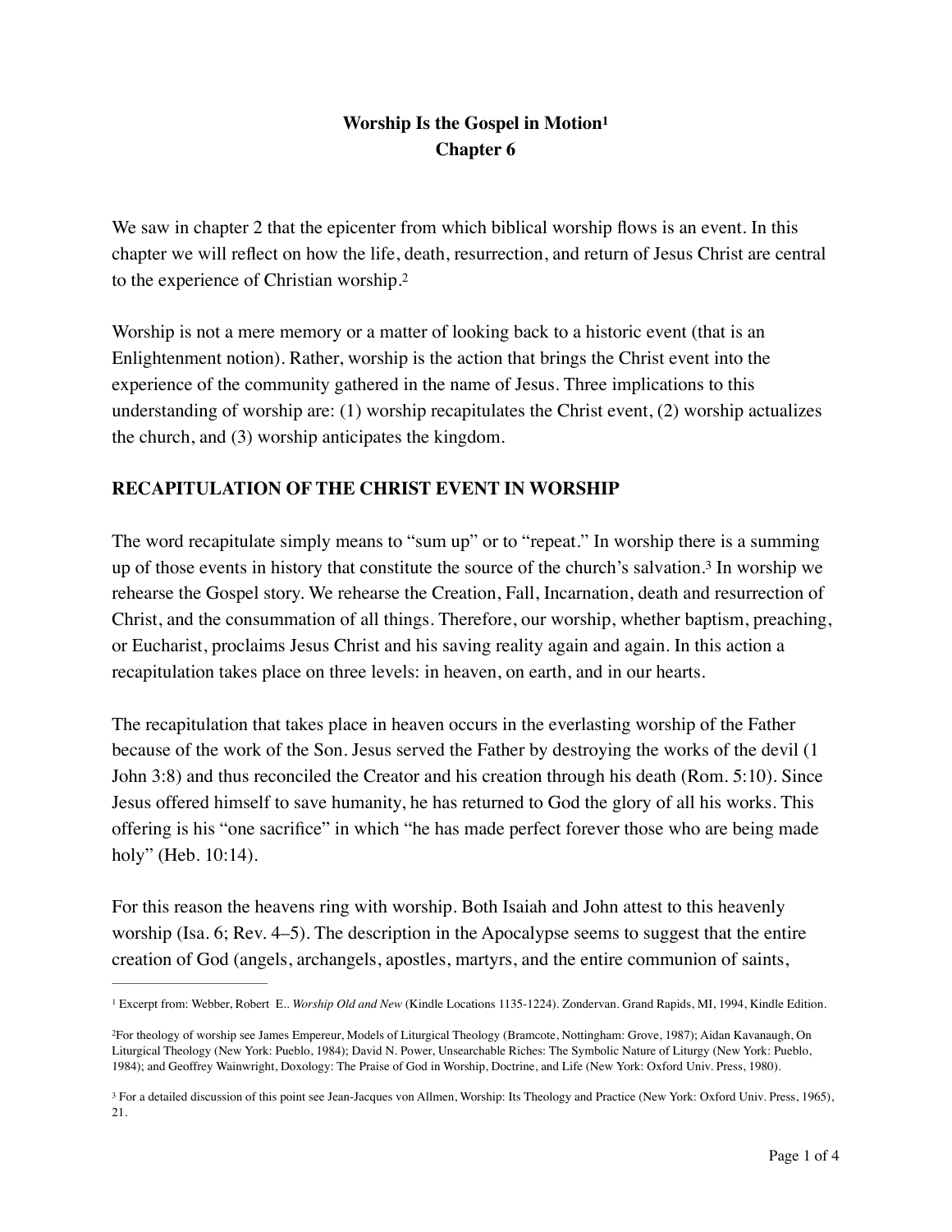# Worship Is the Gospel in Motion[1]
## Chapter 6

We saw in chapter 2 that the epicenter from which biblical worship flows is an event. In this chapter we will reflect on how the life, death, resurrection, and return of Jesus Christ are central to the experience of Christian worship.[2]

Worship is not a mere memory or a matter of looking back to a historic event (that is an Enlightenment notion). Rather, worship is the action that brings the Christ event into the experience of the community gathered in the name of Jesus. Three implications to this understanding of worship are: (1) worship recapitulates the Christ event, (2) worship actualizes the church, and (3) worship anticipates the kingdom.

### RECAPITULATION OF THE CHRIST EVENT IN WORSHIP

The word recapitulate simply means to "sum up" or to "repeat." In worship there is a summing up of those events in history that constitute the source of the church's salvation.[3] In worship we rehearse the Gospel story. We rehearse the Creation, Fall, Incarnation, death and resurrection of Christ, and the consummation of all things. Therefore, our worship, whether baptism, preaching, or Eucharist, proclaims Jesus Christ and his saving reality again and again. In this action a recapitulation takes place on three levels: in heaven, on earth, and in our hearts.

The recapitulation that takes place in heaven occurs in the everlasting worship of the Father because of the work of the Son. Jesus served the Father by destroying the works of the devil (1 John 3:8) and thus reconciled the Creator and his creation through his death (Rom. 5:10). Since Jesus offered himself to save humanity, he has returned to God the glory of all his works. This offering is his "one sacrifice" in which "he has made perfect forever those who are being made holy" (Heb. 10:14).

For this reason the heavens ring with worship. Both Isaiah and John attest to this heavenly worship (Isa. 6; Rev. 4–5). The description in the Apocalypse seems to suggest that the entire creation of God (angels, archangels, apostles, martyrs, and the entire communion of saints,

---

[1] Excerpt from: Webber, Robert E.. *Worship Old and New* (Kindle Locations 1135-1224). Zondervan. Grand Rapids, MI, 1994, Kindle Edition.

[2] For theology of worship see James Empereur, Models of Liturgical Theology (Bramcote, Nottingham: Grove, 1987); Aidan Kavanaugh, On Liturgical Theology (New York: Pueblo, 1984); David N. Power, Unsearchable Riches: The Symbolic Nature of Liturgy (New York: Pueblo, 1984); and Geoffrey Wainwright, Doxology: The Praise of God in Worship, Doctrine, and Life (New York: Oxford Univ. Press, 1980).

[3] For a detailed discussion of this point see Jean-Jacques von Allmen, Worship: Its Theology and Practice (New York: Oxford Univ. Press, 1965), 21.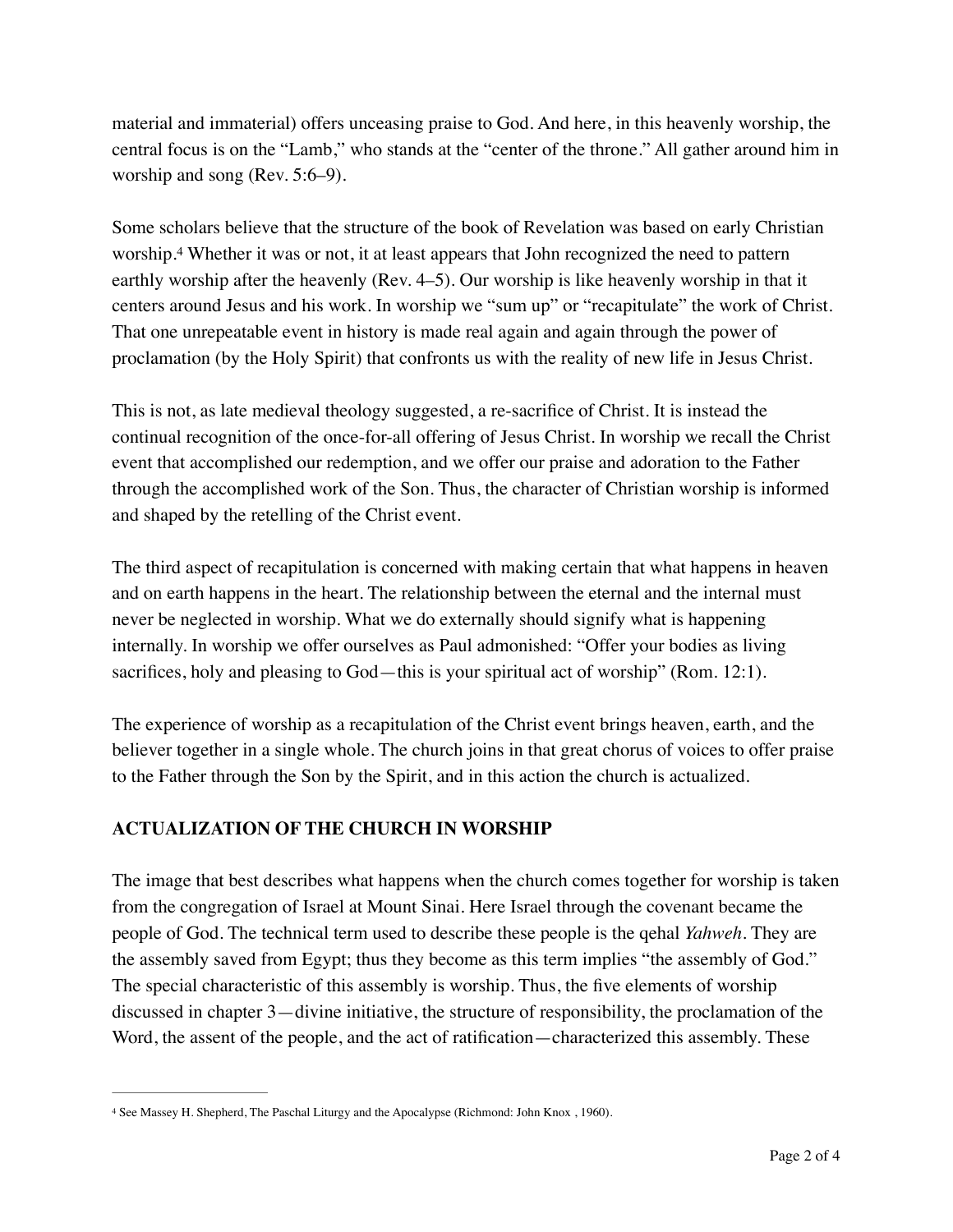material and immaterial) offers unceasing praise to God. And here, in this heavenly worship, the central focus is on the "Lamb," who stands at the "center of the throne." All gather around him in worship and song (Rev. 5:6–9).

Some scholars believe that the structure of the book of Revelation was based on early Christian worship.[4] Whether it was or not, it at least appears that John recognized the need to pattern earthly worship after the heavenly (Rev. 4–5). Our worship is like heavenly worship in that it centers around Jesus and his work. In worship we "sum up" or "recapitulate" the work of Christ. That one unrepeatable event in history is made real again and again through the power of proclamation (by the Holy Spirit) that confronts us with the reality of new life in Jesus Christ.

This is not, as late medieval theology suggested, a re-sacrifice of Christ. It is instead the continual recognition of the once-for-all offering of Jesus Christ. In worship we recall the Christ event that accomplished our redemption, and we offer our praise and adoration to the Father through the accomplished work of the Son. Thus, the character of Christian worship is informed and shaped by the retelling of the Christ event.

The third aspect of recapitulation is concerned with making certain that what happens in heaven and on earth happens in the heart. The relationship between the eternal and the internal must never be neglected in worship. What we do externally should signify what is happening internally. In worship we offer ourselves as Paul admonished: "Offer your bodies as living sacrifices, holy and pleasing to God—this is your spiritual act of worship" (Rom. 12:1).

The experience of worship as a recapitulation of the Christ event brings heaven, earth, and the believer together in a single whole. The church joins in that great chorus of voices to offer praise to the Father through the Son by the Spirit, and in this action the church is actualized.

## ACTUALIZATION OF THE CHURCH IN WORSHIP

The image that best describes what happens when the church comes together for worship is taken from the congregation of Israel at Mount Sinai. Here Israel through the covenant became the people of God. The technical term used to describe these people is the qehal *Yahweh*. They are the assembly saved from Egypt; thus they become as this term implies "the assembly of God." The special characteristic of this assembly is worship. Thus, the five elements of worship discussed in chapter 3—divine initiative, the structure of responsibility, the proclamation of the Word, the assent of the people, and the act of ratification—characterized this assembly. These

---

[4] See Massey H. Shepherd, The Paschal Liturgy and the Apocalypse (Richmond: John Knox , 1960).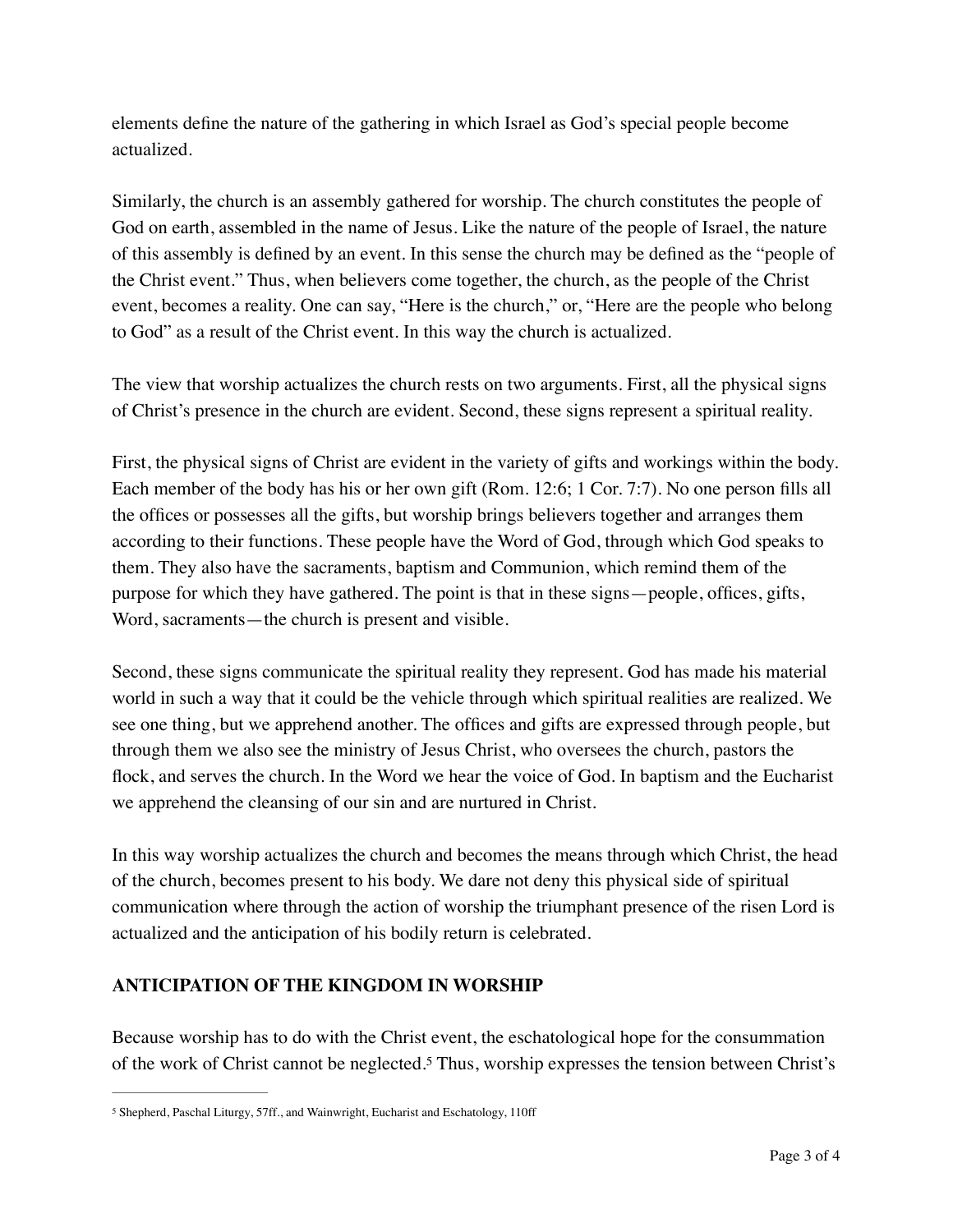elements define the nature of the gathering in which Israel as God's special people become actualized.

Similarly, the church is an assembly gathered for worship. The church constitutes the people of God on earth, assembled in the name of Jesus. Like the nature of the people of Israel, the nature of this assembly is defined by an event. In this sense the church may be defined as the "people of the Christ event." Thus, when believers come together, the church, as the people of the Christ event, becomes a reality. One can say, "Here is the church," or, "Here are the people who belong to God" as a result of the Christ event. In this way the church is actualized.

The view that worship actualizes the church rests on two arguments. First, all the physical signs of Christ's presence in the church are evident. Second, these signs represent a spiritual reality.

First, the physical signs of Christ are evident in the variety of gifts and workings within the body. Each member of the body has his or her own gift (Rom. 12:6; 1 Cor. 7:7). No one person fills all the offices or possesses all the gifts, but worship brings believers together and arranges them according to their functions. These people have the Word of God, through which God speaks to them. They also have the sacraments, baptism and Communion, which remind them of the purpose for which they have gathered. The point is that in these signs—people, offices, gifts, Word, sacraments—the church is present and visible.

Second, these signs communicate the spiritual reality they represent. God has made his material world in such a way that it could be the vehicle through which spiritual realities are realized. We see one thing, but we apprehend another. The offices and gifts are expressed through people, but through them we also see the ministry of Jesus Christ, who oversees the church, pastors the flock, and serves the church. In the Word we hear the voice of God. In baptism and the Eucharist we apprehend the cleansing of our sin and are nurtured in Christ.

In this way worship actualizes the church and becomes the means through which Christ, the head of the church, becomes present to his body. We dare not deny this physical side of spiritual communication where through the action of worship the triumphant presence of the risen Lord is actualized and the anticipation of his bodily return is celebrated.

## ANTICIPATION OF THE KINGDOM IN WORSHIP

Because worship has to do with the Christ event, the eschatological hope for the consummation of the work of Christ cannot be neglected.[5] Thus, worship expresses the tension between Christ's

---

[5] Shepherd, Paschal Liturgy, 57ff., and Wainwright, Eucharist and Eschatology, 110ff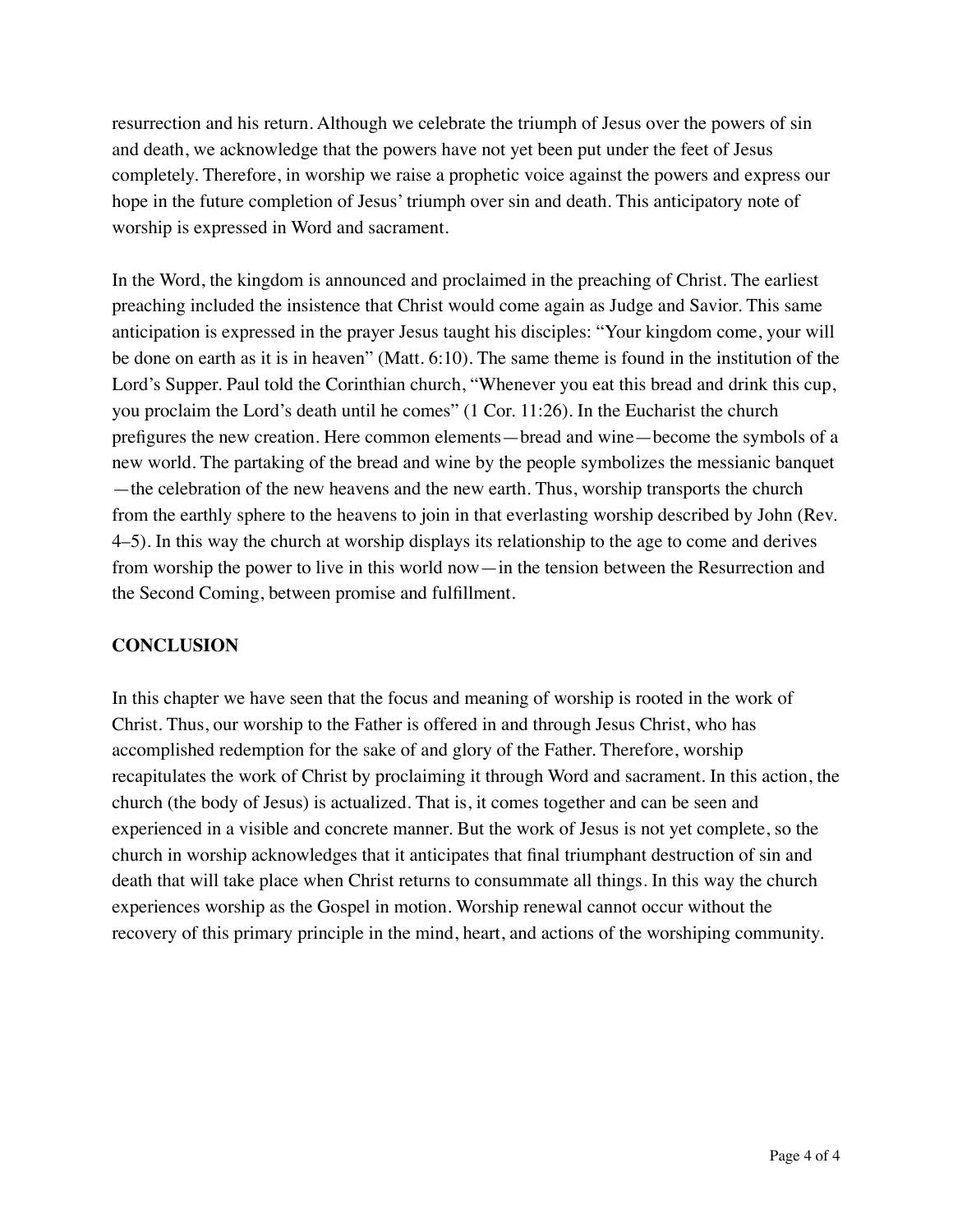resurrection and his return. Although we celebrate the triumph of Jesus over the powers of sin and death, we acknowledge that the powers have not yet been put under the feet of Jesus completely. Therefore, in worship we raise a prophetic voice against the powers and express our hope in the future completion of Jesus' triumph over sin and death. This anticipatory note of worship is expressed in Word and sacrament.

In the Word, the kingdom is announced and proclaimed in the preaching of Christ. The earliest preaching included the insistence that Christ would come again as Judge and Savior. This same anticipation is expressed in the prayer Jesus taught his disciples: "Your kingdom come, your will be done on earth as it is in heaven" (Matt. 6:10). The same theme is found in the institution of the Lord's Supper. Paul told the Corinthian church, "Whenever you eat this bread and drink this cup, you proclaim the Lord's death until he comes" (1 Cor. 11:26). In the Eucharist the church prefigures the new creation. Here common elements—bread and wine—become the symbols of a new world. The partaking of the bread and wine by the people symbolizes the messianic banquet—the celebration of the new heavens and the new earth. Thus, worship transports the church from the earthly sphere to the heavens to join in that everlasting worship described by John (Rev. 4–5). In this way the church at worship displays its relationship to the age to come and derives from worship the power to live in this world now—in the tension between the Resurrection and the Second Coming, between promise and fulfillment.

## CONCLUSION

In this chapter we have seen that the focus and meaning of worship is rooted in the work of Christ. Thus, our worship to the Father is offered in and through Jesus Christ, who has accomplished redemption for the sake of and glory of the Father. Therefore, worship recapitulates the work of Christ by proclaiming it through Word and sacrament. In this action, the church (the body of Jesus) is actualized. That is, it comes together and can be seen and experienced in a visible and concrete manner. But the work of Jesus is not yet complete, so the church in worship acknowledges that it anticipates that final triumphant destruction of sin and death that will take place when Christ returns to consummate all things. In this way the church experiences worship as the Gospel in motion. Worship renewal cannot occur without the recovery of this primary principle in the mind, heart, and actions of the worshiping community.